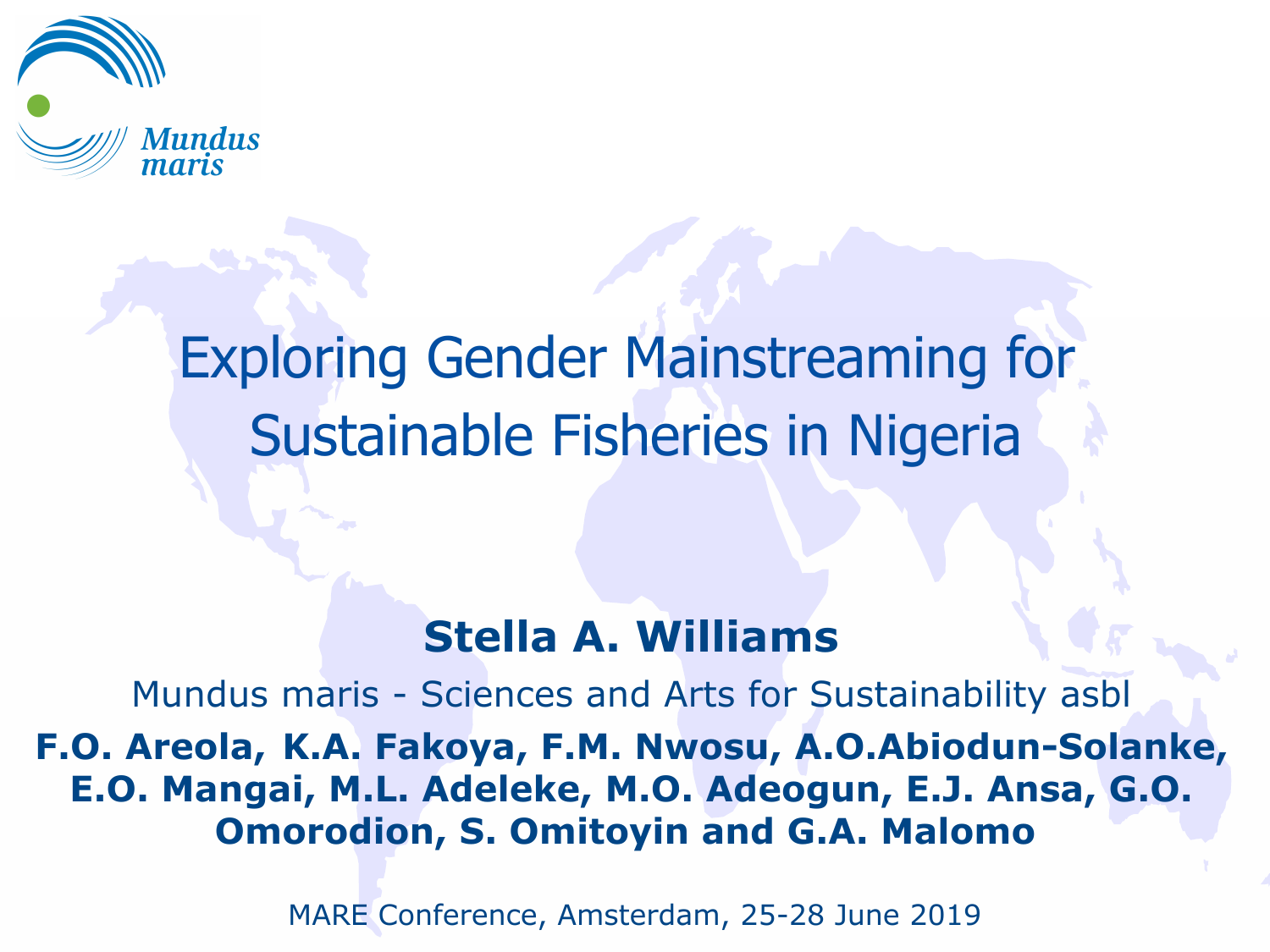Mundus maris

# Exploring Gender Mainstreaming for Sustainable Fisheries in Nigeria

**Stella A. Williams**

Mundus maris - Sciences and Arts for Sustainability asbl

**F.O. Areola, K.A. Fakoya, F.M. Nwosu, A.O.Abiodun-Solanke, E.O. Mangai, M.L. Adeleke, M.O. Adeogun, E.J. Ansa, G.O. Omorodion, S. Omitoyin and G.A. Malomo**

MARE Conference, Amsterdam, 25-28 June 2019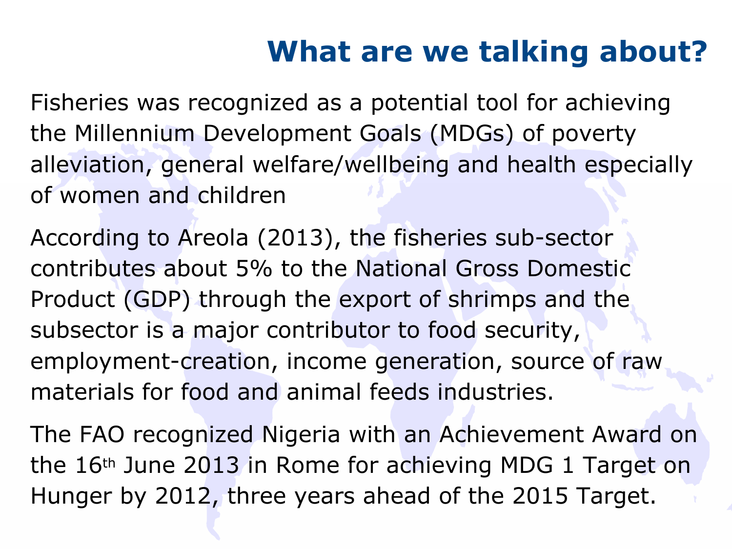# What are we talking about?

Fisheries was recognized as a potential tool for achieving the Millennium Development Goals (MDGs) of poverty alleviation, general welfare/wellbeing and health especially of women and children

According to Areola (2013), the fisheries sub-sector contributes about 5% to the National Gross Domestic Product (GDP) through the export of shrimps and the subsector is a major contributor to food security, employment-creation, income generation, source of raw materials for food and animal feeds industries.

The FAO recognized Nigeria with an Achievement Award on the 16th June 2013 in Rome for achieving MDG 1 Target on Hunger by 2012, three years ahead of the 2015 Target.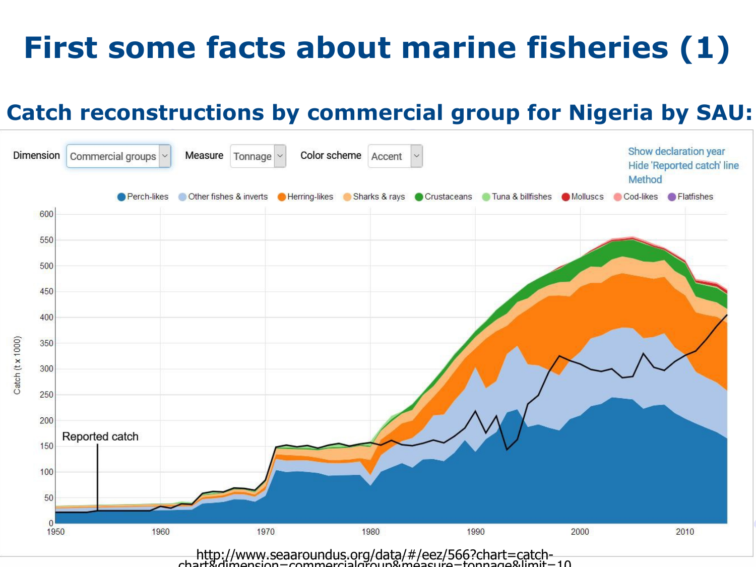# First some facts about marine fisheries (1)

## Catch reconstructions by commercial group for Nigeria by SAU:

Dimension: Commercial groups | Measure: Tonnage | Color scheme: Accent

Show declaration year
Hide 'Reported catch' line
Method

Perch-likes, Other fishes & inverts, Herring-likes, Sharks & rays, Crustaceans, Tuna & billfishes, Molluscs, Cod-likes, Flatfishes

Catch (t x 1000)

Reported catch

http://www.seaaroundus.org/data/#/eez/566?chart=catch-chart&dimension=commercialgroup&measure=tonnage&limit=10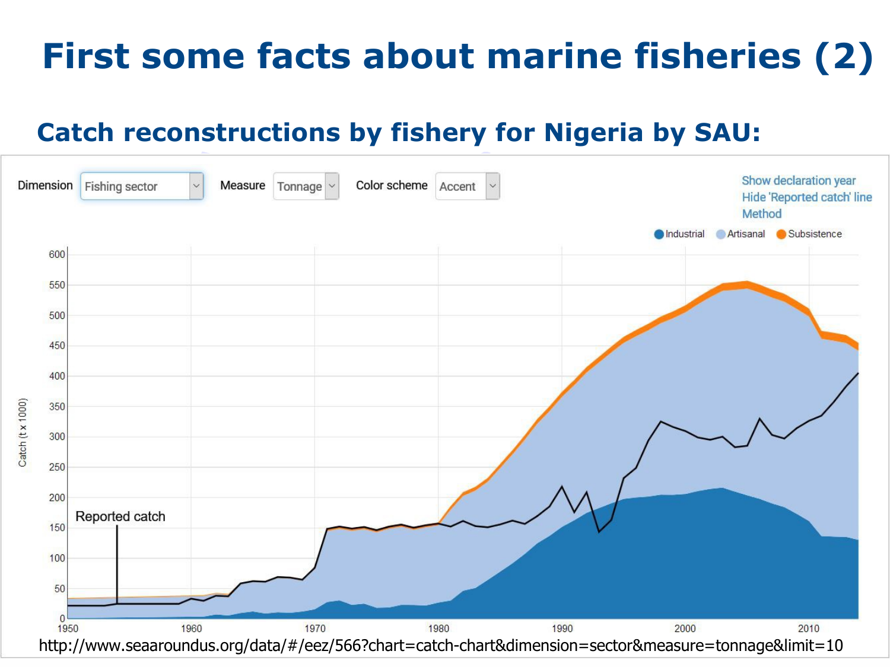# First some facts about marine fisheries (2)

## Catch reconstructions by fishery for Nigeria by SAU:

Dimension: Fishing sector | Measure: Tonnage | Color scheme: Accent

Show declaration year
Hide 'Reported catch' line
Method

Legend: Industrial, Artisanal, Subsistence

Catch (t x 1000)

Reported catch

http://www.seaaroundus.org/data/#/eez/566?chart=catch-chart&dimension=sector&measure=tonnage&limit=10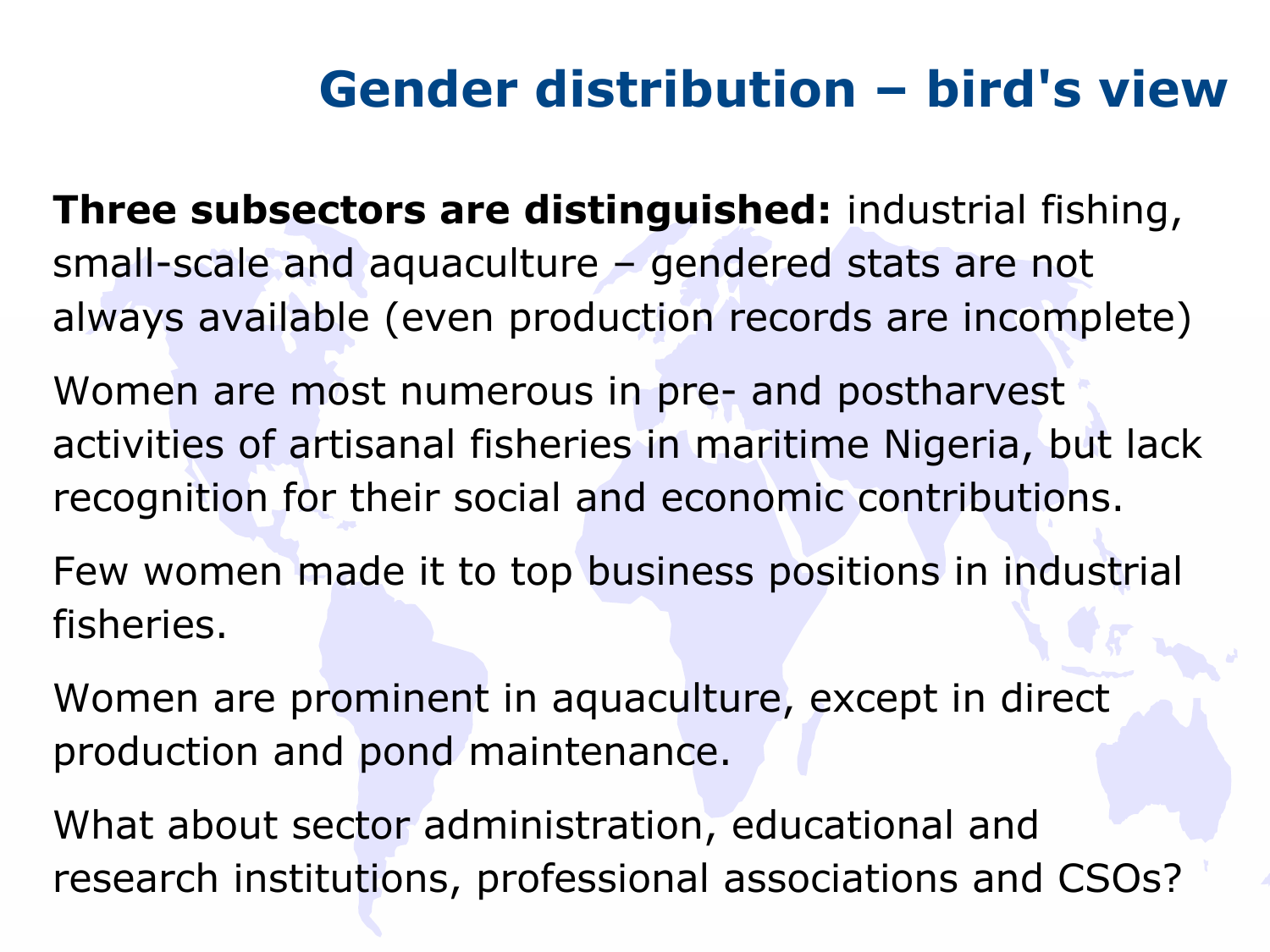# Gender distribution – bird's view

**Three subsectors are distinguished:** industrial fishing, small-scale and aquaculture – gendered stats are not always available (even production records are incomplete)

Women are most numerous in pre- and postharvest activities of artisanal fisheries in maritime Nigeria, but lack recognition for their social and economic contributions.

Few women made it to top business positions in industrial fisheries.

Women are prominent in aquaculture, except in direct production and pond maintenance.

What about sector administration, educational and research institutions, professional associations and CSOs?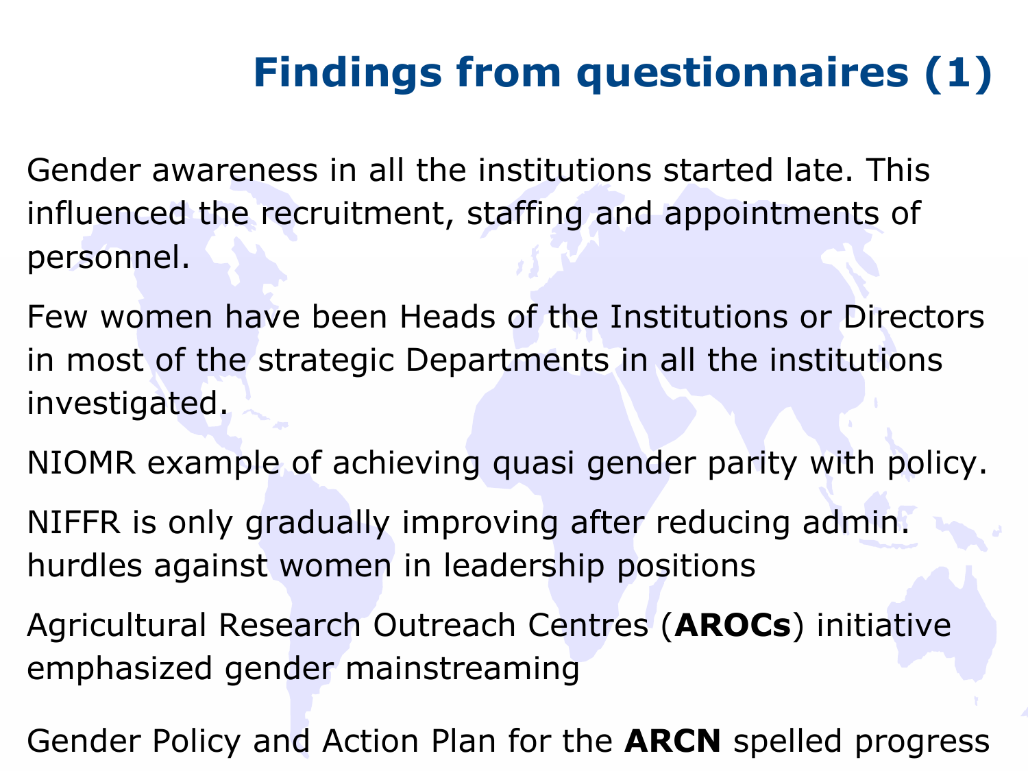# Findings from questionnaires (1)

Gender awareness in all the institutions started late. This influenced the recruitment, staffing and appointments of personnel.

Few women have been Heads of the Institutions or Directors in most of the strategic Departments in all the institutions investigated.

NIOMR example of achieving quasi gender parity with policy.

NIFFR is only gradually improving after reducing admin. hurdles against women in leadership positions

Agricultural Research Outreach Centres (**AROCs**) initiative emphasized gender mainstreaming

Gender Policy and Action Plan for the **ARCN** spelled progress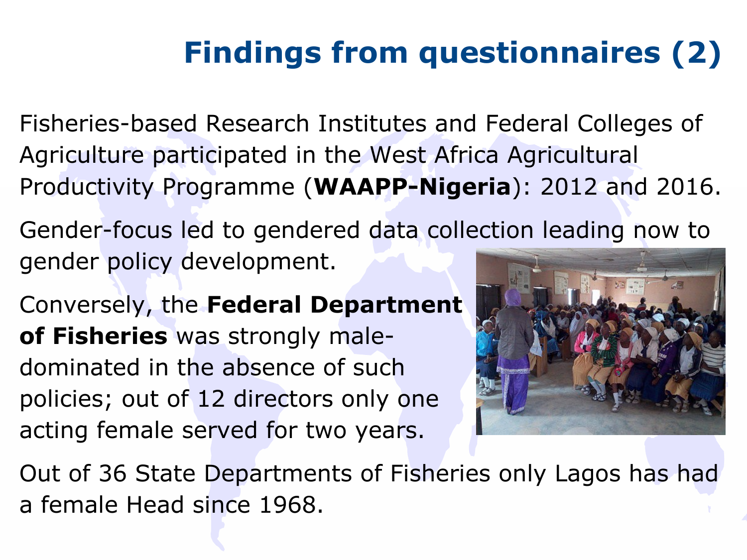# Findings from questionnaires (2)

Fisheries-based Research Institutes and Federal Colleges of Agriculture participated in the West Africa Agricultural Productivity Programme (**WAAPP-Nigeria**): 2012 and 2016.

Gender-focus led to gendered data collection leading now to gender policy development.

Conversely, the **Federal Department of Fisheries** was strongly male-dominated in the absence of such policies; out of 12 directors only one acting female served for two years.

Out of 36 State Departments of Fisheries only Lagos has had a female Head since 1968.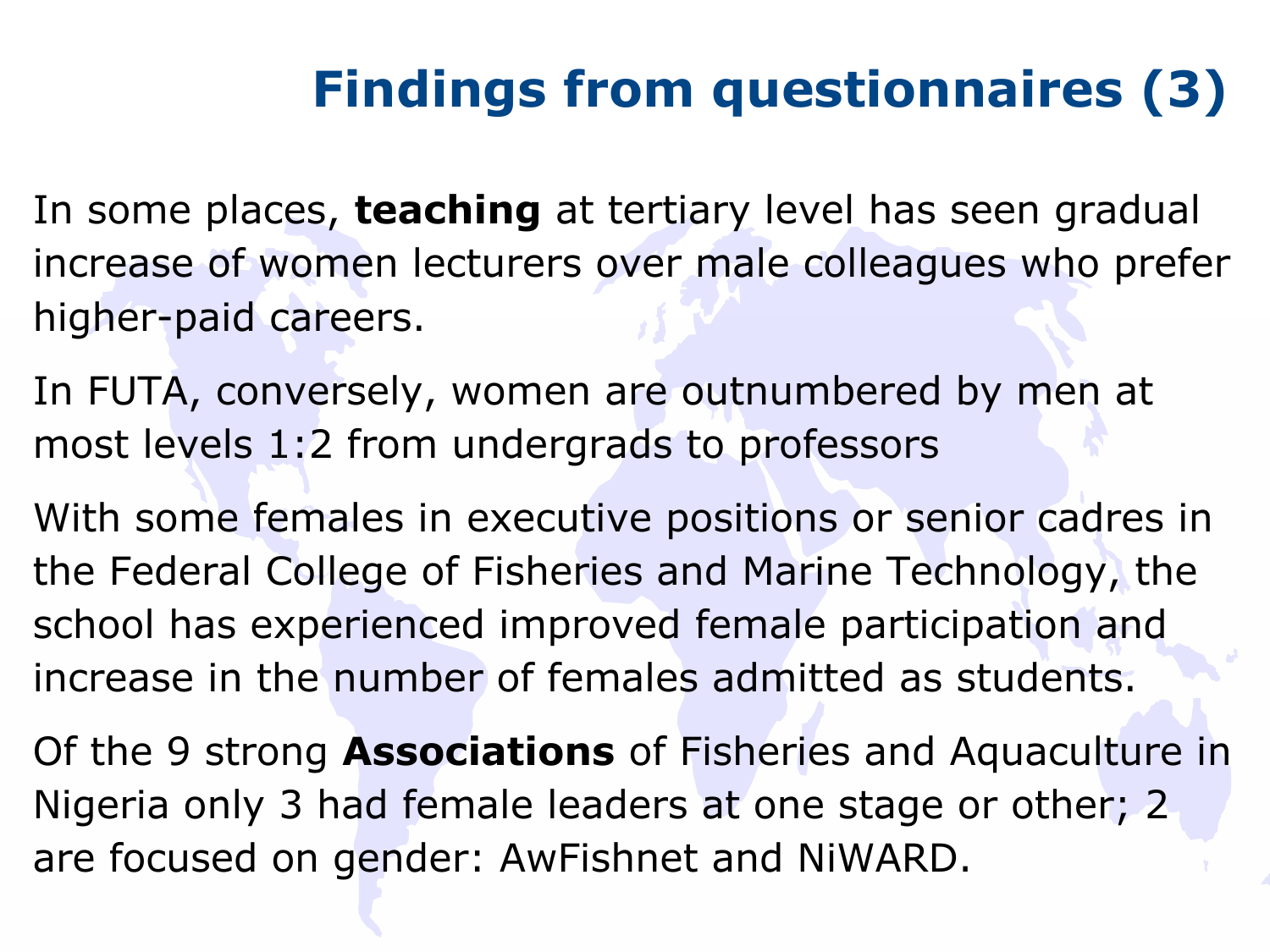# Findings from questionnaires (3)

In some places, **teaching** at tertiary level has seen gradual increase of women lecturers over male colleagues who prefer higher-paid careers.

In FUTA, conversely, women are outnumbered by men at most levels 1:2 from undergrads to professors

With some females in executive positions or senior cadres in the Federal College of Fisheries and Marine Technology, the school has experienced improved female participation and increase in the number of females admitted as students.

Of the 9 strong **Associations** of Fisheries and Aquaculture in Nigeria only 3 had female leaders at one stage or other; 2 are focused on gender: AwFishnet and NiWARD.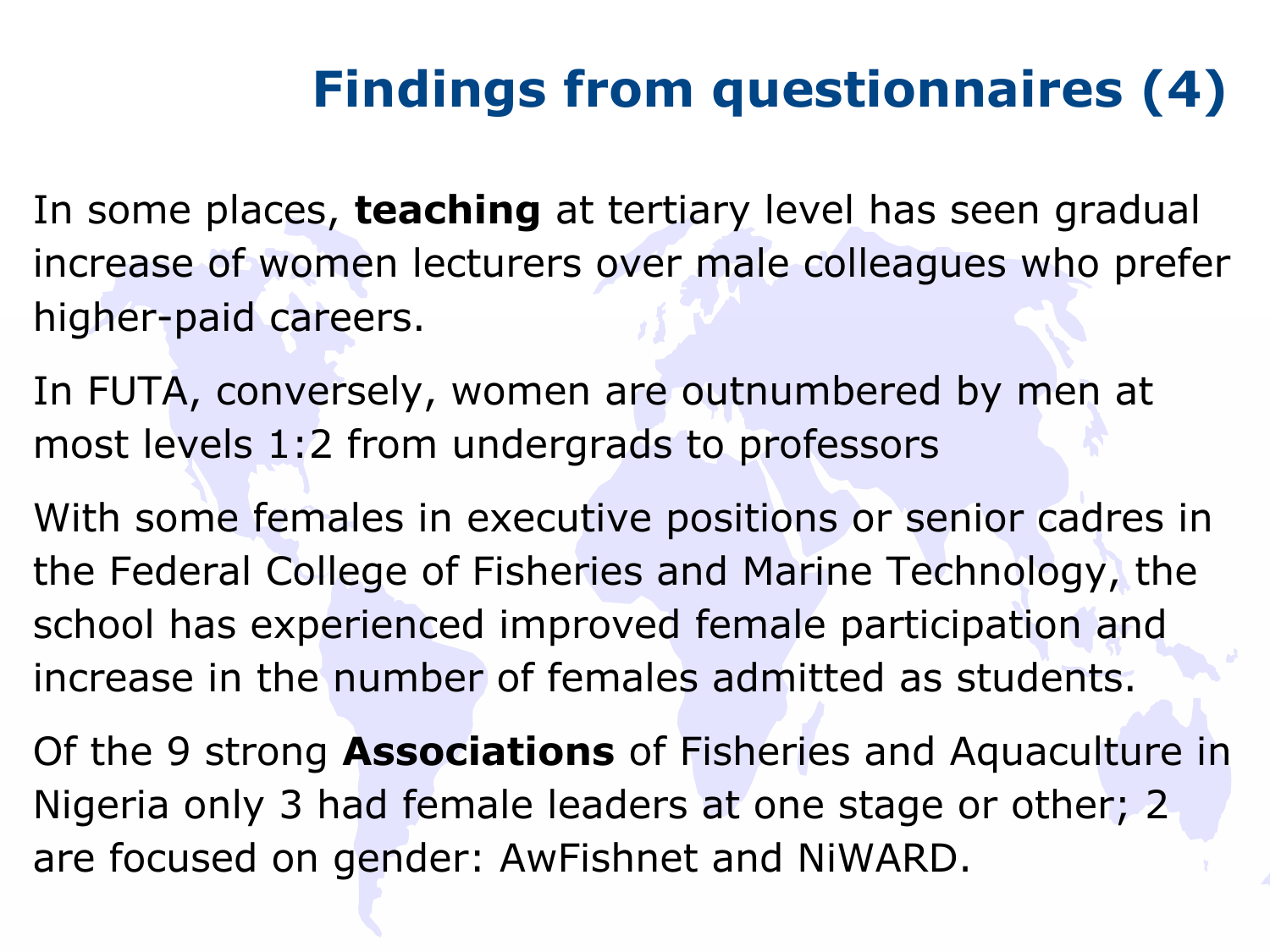# Findings from questionnaires (4)

In some places, **teaching** at tertiary level has seen gradual increase of women lecturers over male colleagues who prefer higher-paid careers.

In FUTA, conversely, women are outnumbered by men at most levels 1:2 from undergrads to professors

With some females in executive positions or senior cadres in the Federal College of Fisheries and Marine Technology, the school has experienced improved female participation and increase in the number of females admitted as students.

Of the 9 strong **Associations** of Fisheries and Aquaculture in Nigeria only 3 had female leaders at one stage or other; 2 are focused on gender: AwFishnet and NiWARD.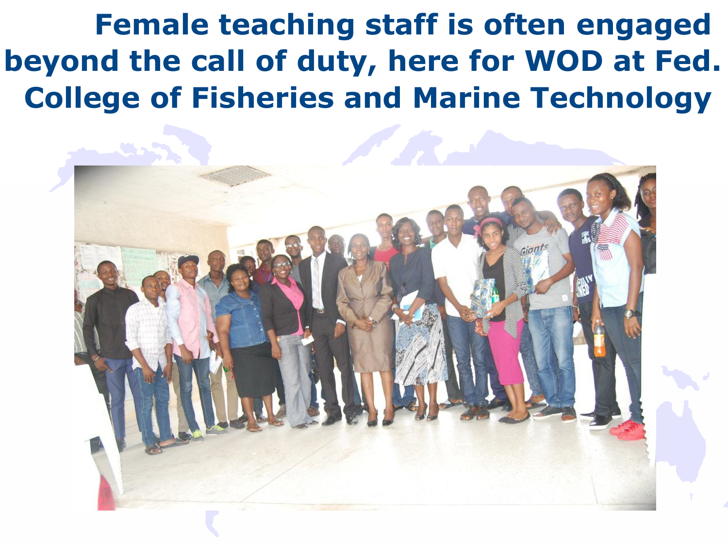# Female teaching staff is often engaged beyond the call of duty, here for WOD at Fed. College of Fisheries and Marine Technology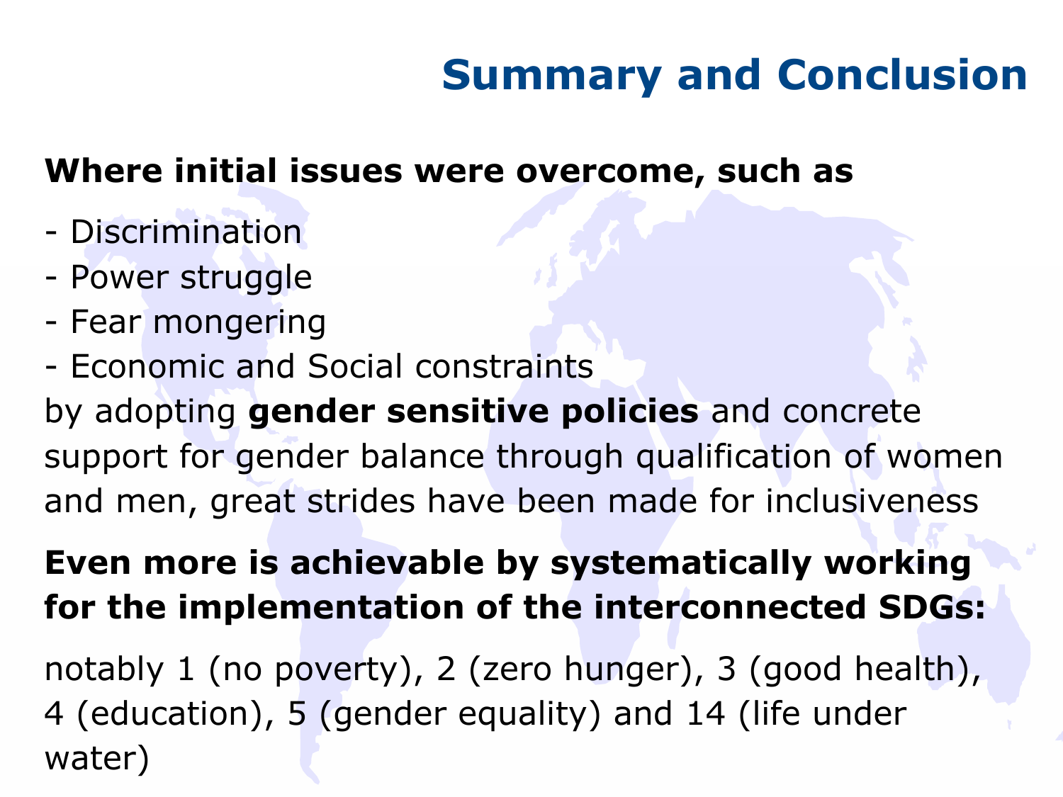# Summary and Conclusion

**Where initial issues were overcome, such as**

- Discrimination
- Power struggle
- Fear mongering
- Economic and Social constraints

by adopting **gender sensitive policies** and concrete support for gender balance through qualification of women and men, great strides have been made for inclusiveness

**Even more is achievable by systematically working for the implementation of the interconnected SDGs:**

notably 1 (no poverty), 2 (zero hunger), 3 (good health), 4 (education), 5 (gender equality) and 14 (life under water)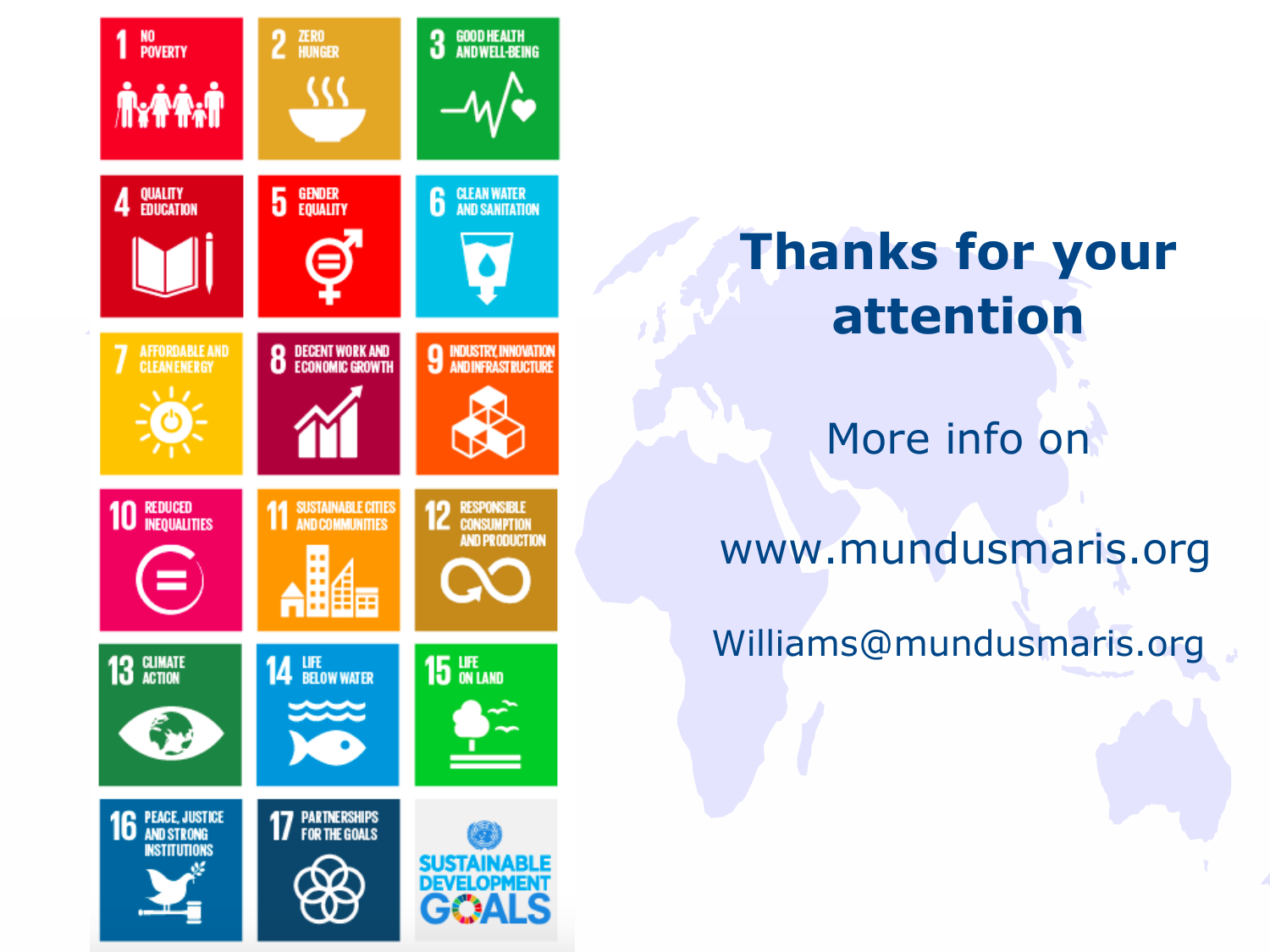# Thanks for your attention

More info on

www.mundusmaris.org

Williams@mundusmaris.org